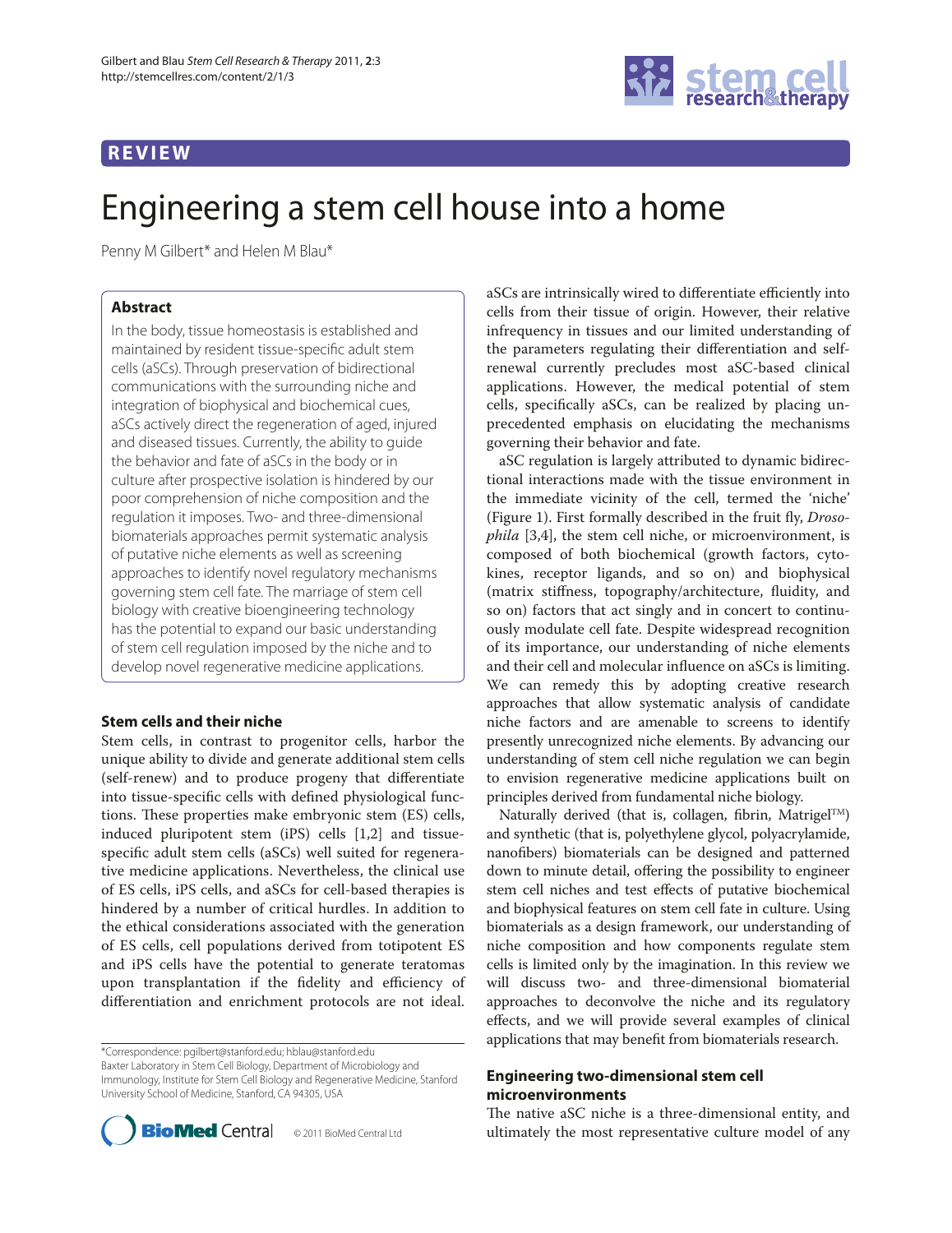## REVIEW

# Engineering a stem cell house into a home

Penny M Gilbert* and Helen M Blau*

### Abstract

In the body, tissue homeostasis is established and maintained by resident tissue-specific adult stem cells (aSCs). Through preservation of bidirectional communications with the surrounding niche and integration of biophysical and biochemical cues, aSCs actively direct the regeneration of aged, injured and diseased tissues. Currently, the ability to guide the behavior and fate of aSCs in the body or in culture after prospective isolation is hindered by our poor comprehension of niche composition and the regulation it imposes. Two- and three-dimensional biomaterials approaches permit systematic analysis of putative niche elements as well as screening approaches to identify novel regulatory mechanisms governing stem cell fate. The marriage of stem cell biology with creative bioengineering technology has the potential to expand our basic understanding of stem cell regulation imposed by the niche and to develop novel regenerative medicine applications.

## Stem cells and their niche

Stem cells, in contrast to progenitor cells, harbor the unique ability to divide and generate additional stem cells (self-renew) and to produce progeny that differentiate into tissue-specific cells with defined physiological functions. These properties make embryonic stem (ES) cells, induced pluripotent stem (iPS) cells [1,2] and tissue-specific adult stem cells (aSCs) well suited for regenerative medicine applications. Nevertheless, the clinical use of ES cells, iPS cells, and aSCs for cell-based therapies is hindered by a number of critical hurdles. In addition to the ethical considerations associated with the generation of ES cells, cell populations derived from totipotent ES and iPS cells have the potential to generate teratomas upon transplantation if the fidelity and efficiency of differentiation and enrichment protocols are not ideal. aSCs are intrinsically wired to differentiate efficiently into cells from their tissue of origin. However, their relative infrequency in tissues and our limited understanding of the parameters regulating their differentiation and self-renewal currently precludes most aSC-based clinical applications. However, the medical potential of stem cells, specifically aSCs, can be realized by placing unprecedented emphasis on elucidating the mechanisms governing their behavior and fate.

aSC regulation is largely attributed to dynamic bidirectional interactions made with the tissue environment in the immediate vicinity of the cell, termed the 'niche' (Figure 1). First formally described in the fruit fly, *Drosophila* [3,4], the stem cell niche, or microenvironment, is composed of both biochemical (growth factors, cytokines, receptor ligands, and so on) and biophysical (matrix stiffness, topography/architecture, fluidity, and so on) factors that act singly and in concert to continuously modulate cell fate. Despite widespread recognition of its importance, our understanding of niche elements and their cell and molecular influence on aSCs is limiting. We can remedy this by adopting creative research approaches that allow systematic analysis of candidate niche factors and are amenable to screens to identify presently unrecognized niche elements. By advancing our understanding of stem cell niche regulation we can begin to envision regenerative medicine applications built on principles derived from fundamental niche biology.

Naturally derived (that is, collagen, fibrin, Matrigel™) and synthetic (that is, polyethylene glycol, polyacrylamide, nanofibers) biomaterials can be designed and patterned down to minute detail, offering the possibility to engineer stem cell niches and test effects of putative biochemical and biophysical features on stem cell fate in culture. Using biomaterials as a design framework, our understanding of niche composition and how components regulate stem cells is limited only by the imagination. In this review we will discuss two- and three-dimensional biomaterial approaches to deconvolve the niche and its regulatory effects, and we will provide several examples of clinical applications that may benefit from biomaterials research.

## Engineering two-dimensional stem cell microenvironments

The native aSC niche is a three-dimensional entity, and ultimately the most representative culture model of any

*Correspondence: pgilbert@stanford.edu; hblau@stanford.edu
Baxter Laboratory in Stem Cell Biology, Department of Microbiology and Immunology, Institute for Stem Cell Biology and Regenerative Medicine, Stanford University School of Medicine, Stanford, CA 94305, USA

© 2011 BioMed Central Ltd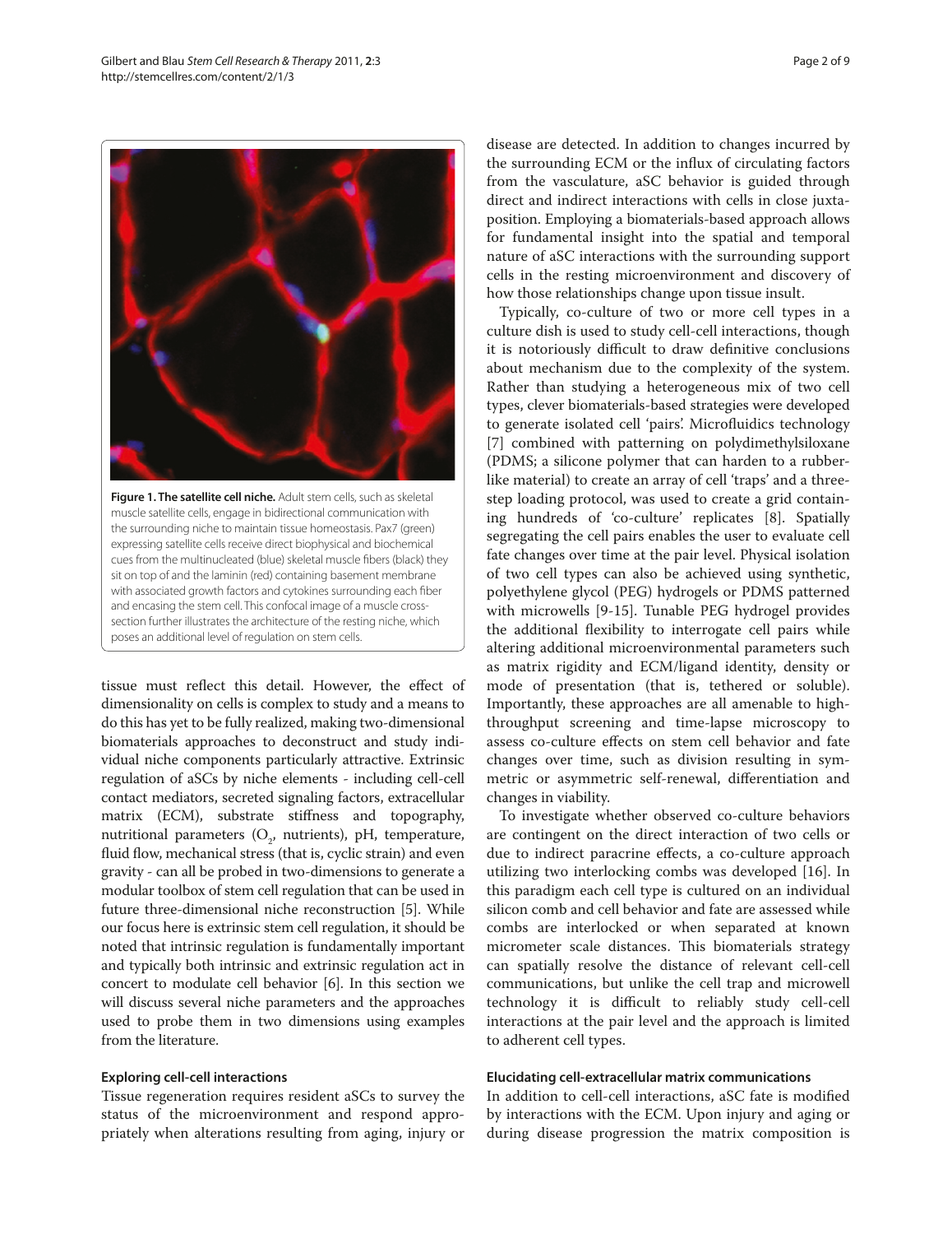**Figure 1. The satellite cell niche.** Adult stem cells, such as skeletal muscle satellite cells, engage in bidirectional communication with the surrounding niche to maintain tissue homeostasis. Pax7 (green) expressing satellite cells receive direct biophysical and biochemical cues from the multinucleated (blue) skeletal muscle fibers (black) they sit on top of and the laminin (red) containing basement membrane with associated growth factors and cytokines surrounding each fiber and encasing the stem cell. This confocal image of a muscle cross-section further illustrates the architecture of the resting niche, which poses an additional level of regulation on stem cells.

tissue must reflect this detail. However, the effect of dimensionality on cells is complex to study and a means to do this has yet to be fully realized, making two-dimensional biomaterials approaches to deconstruct and study individual niche components particularly attractive. Extrinsic regulation of aSCs by niche elements - including cell-cell contact mediators, secreted signaling factors, extracellular matrix (ECM), substrate stiffness and topography, nutritional parameters ($O_2$, nutrients), pH, temperature, fluid flow, mechanical stress (that is, cyclic strain) and even gravity - can all be probed in two-dimensions to generate a modular toolbox of stem cell regulation that can be used in future three-dimensional niche reconstruction [5]. While our focus here is extrinsic stem cell regulation, it should be noted that intrinsic regulation is fundamentally important and typically both intrinsic and extrinsic regulation act in concert to modulate cell behavior [6]. In this section we will discuss several niche parameters and the approaches used to probe them in two dimensions using examples from the literature.

### Exploring cell-cell interactions

Tissue regeneration requires resident aSCs to survey the status of the microenvironment and respond appropriately when alterations resulting from aging, injury or disease are detected. In addition to changes incurred by the surrounding ECM or the influx of circulating factors from the vasculature, aSC behavior is guided through direct and indirect interactions with cells in close juxtaposition. Employing a biomaterials-based approach allows for fundamental insight into the spatial and temporal nature of aSC interactions with the surrounding support cells in the resting microenvironment and discovery of how those relationships change upon tissue insult.

Typically, co-culture of two or more cell types in a culture dish is used to study cell-cell interactions, though it is notoriously difficult to draw definitive conclusions about mechanism due to the complexity of the system. Rather than studying a heterogeneous mix of two cell types, clever biomaterials-based strategies were developed to generate isolated cell 'pairs'. Microfluidics technology [7] combined with patterning on polydimethylsiloxane (PDMS; a silicone polymer that can harden to a rubber-like material) to create an array of cell 'traps' and a three-step loading protocol, was used to create a grid containing hundreds of 'co-culture' replicates [8]. Spatially segregating the cell pairs enables the user to evaluate cell fate changes over time at the pair level. Physical isolation of two cell types can also be achieved using synthetic, polyethylene glycol (PEG) hydrogels or PDMS patterned with microwells [9-15]. Tunable PEG hydrogel provides the additional flexibility to interrogate cell pairs while altering additional microenvironmental parameters such as matrix rigidity and ECM/ligand identity, density or mode of presentation (that is, tethered or soluble). Importantly, these approaches are all amenable to high-throughput screening and time-lapse microscopy to assess co-culture effects on stem cell behavior and fate changes over time, such as division resulting in symmetric or asymmetric self-renewal, differentiation and changes in viability.

To investigate whether observed co-culture behaviors are contingent on the direct interaction of two cells or due to indirect paracrine effects, a co-culture approach utilizing two interlocking combs was developed [16]. In this paradigm each cell type is cultured on an individual silicon comb and cell behavior and fate are assessed while combs are interlocked or when separated at known micrometer scale distances. This biomaterials strategy can spatially resolve the distance of relevant cell-cell communications, but unlike the cell trap and microwell technology it is difficult to reliably study cell-cell interactions at the pair level and the approach is limited to adherent cell types.

### Elucidating cell-extracellular matrix communications

In addition to cell-cell interactions, aSC fate is modified by interactions with the ECM. Upon injury and aging or during disease progression the matrix composition is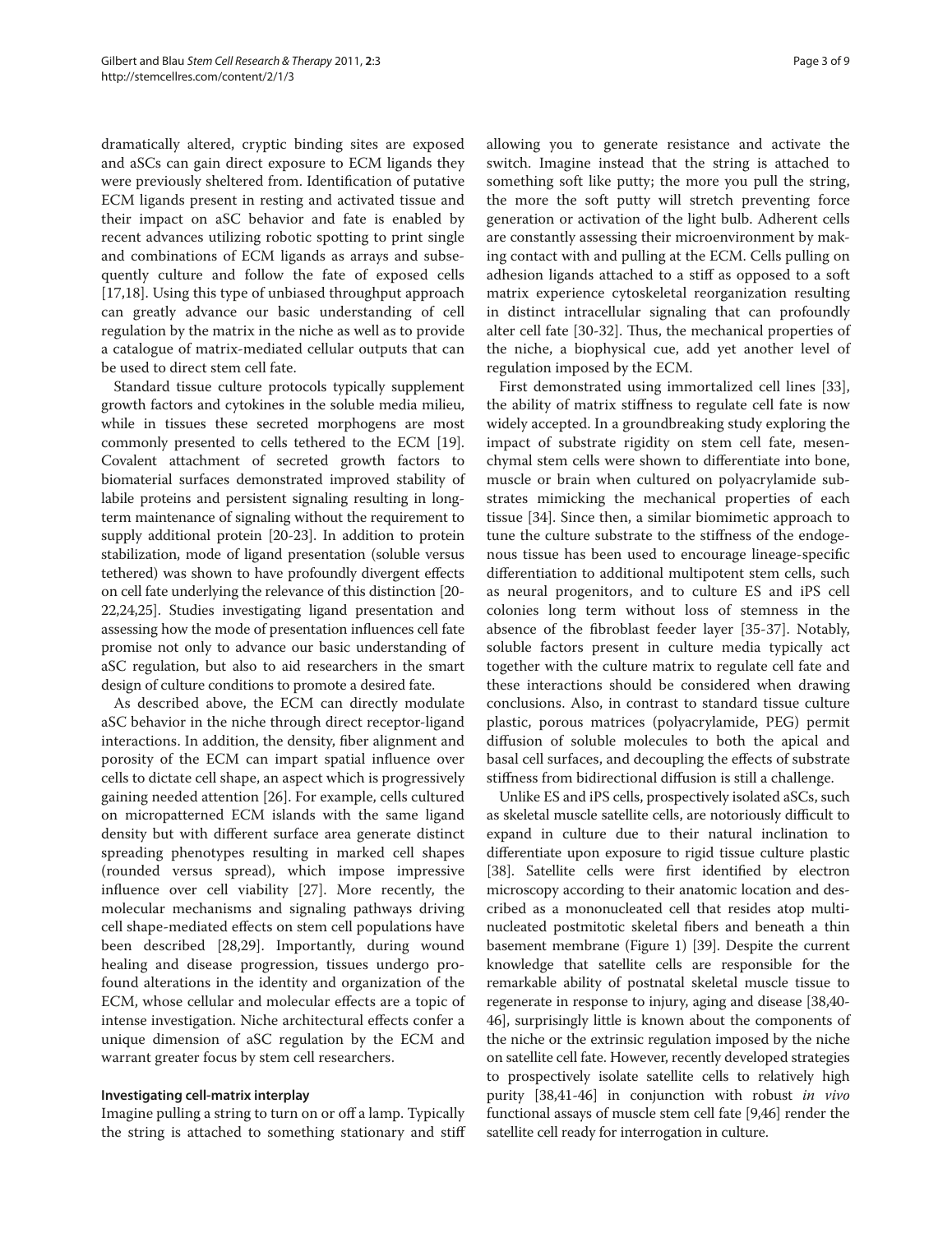dramatically altered, cryptic binding sites are exposed and aSCs can gain direct exposure to ECM ligands they were previously sheltered from. Identification of putative ECM ligands present in resting and activated tissue and their impact on aSC behavior and fate is enabled by recent advances utilizing robotic spotting to print single and combinations of ECM ligands as arrays and subsequently culture and follow the fate of exposed cells [17,18]. Using this type of unbiased throughput approach can greatly advance our basic understanding of cell regulation by the matrix in the niche as well as to provide a catalogue of matrix-mediated cellular outputs that can be used to direct stem cell fate.

Standard tissue culture protocols typically supplement growth factors and cytokines in the soluble media milieu, while in tissues these secreted morphogens are most commonly presented to cells tethered to the ECM [19]. Covalent attachment of secreted growth factors to biomaterial surfaces demonstrated improved stability of labile proteins and persistent signaling resulting in long-term maintenance of signaling without the requirement to supply additional protein [20-23]. In addition to protein stabilization, mode of ligand presentation (soluble versus tethered) was shown to have profoundly divergent effects on cell fate underlying the relevance of this distinction [20-22,24,25]. Studies investigating ligand presentation and assessing how the mode of presentation influences cell fate promise not only to advance our basic understanding of aSC regulation, but also to aid researchers in the smart design of culture conditions to promote a desired fate.

As described above, the ECM can directly modulate aSC behavior in the niche through direct receptor-ligand interactions. In addition, the density, fiber alignment and porosity of the ECM can impart spatial influence over cells to dictate cell shape, an aspect which is progressively gaining needed attention [26]. For example, cells cultured on micropatterned ECM islands with the same ligand density but with different surface area generate distinct spreading phenotypes resulting in marked cell shapes (rounded versus spread), which impose impressive influence over cell viability [27]. More recently, the molecular mechanisms and signaling pathways driving cell shape-mediated effects on stem cell populations have been described [28,29]. Importantly, during wound healing and disease progression, tissues undergo profound alterations in the identity and organization of the ECM, whose cellular and molecular effects are a topic of intense investigation. Niche architectural effects confer a unique dimension of aSC regulation by the ECM and warrant greater focus by stem cell researchers.

### Investigating cell-matrix interplay

Imagine pulling a string to turn on or off a lamp. Typically the string is attached to something stationary and stiff allowing you to generate resistance and activate the switch. Imagine instead that the string is attached to something soft like putty; the more you pull the string, the more the soft putty will stretch preventing force generation or activation of the light bulb. Adherent cells are constantly assessing their microenvironment by making contact with and pulling at the ECM. Cells pulling on adhesion ligands attached to a stiff as opposed to a soft matrix experience cytoskeletal reorganization resulting in distinct intracellular signaling that can profoundly alter cell fate [30-32]. Thus, the mechanical properties of the niche, a biophysical cue, add yet another level of regulation imposed by the ECM.

First demonstrated using immortalized cell lines [33], the ability of matrix stiffness to regulate cell fate is now widely accepted. In a groundbreaking study exploring the impact of substrate rigidity on stem cell fate, mesenchymal stem cells were shown to differentiate into bone, muscle or brain when cultured on polyacrylamide substrates mimicking the mechanical properties of each tissue [34]. Since then, a similar biomimetic approach to tune the culture substrate to the stiffness of the endogenous tissue has been used to encourage lineage-specific differentiation to additional multipotent stem cells, such as neural progenitors, and to culture ES and iPS cell colonies long term without loss of stemness in the absence of the fibroblast feeder layer [35-37]. Notably, soluble factors present in culture media typically act together with the culture matrix to regulate cell fate and these interactions should be considered when drawing conclusions. Also, in contrast to standard tissue culture plastic, porous matrices (polyacrylamide, PEG) permit diffusion of soluble molecules to both the apical and basal cell surfaces, and decoupling the effects of substrate stiffness from bidirectional diffusion is still a challenge.

Unlike ES and iPS cells, prospectively isolated aSCs, such as skeletal muscle satellite cells, are notoriously difficult to expand in culture due to their natural inclination to differentiate upon exposure to rigid tissue culture plastic [38]. Satellite cells were first identified by electron microscopy according to their anatomic location and described as a mononucleated cell that resides atop multinucleated postmitotic skeletal fibers and beneath a thin basement membrane (Figure 1) [39]. Despite the current knowledge that satellite cells are responsible for the remarkable ability of postnatal skeletal muscle tissue to regenerate in response to injury, aging and disease [38,40-46], surprisingly little is known about the components of the niche or the extrinsic regulation imposed by the niche on satellite cell fate. However, recently developed strategies to prospectively isolate satellite cells to relatively high purity [38,41-46] in conjunction with robust *in vivo* functional assays of muscle stem cell fate [9,46] render the satellite cell ready for interrogation in culture.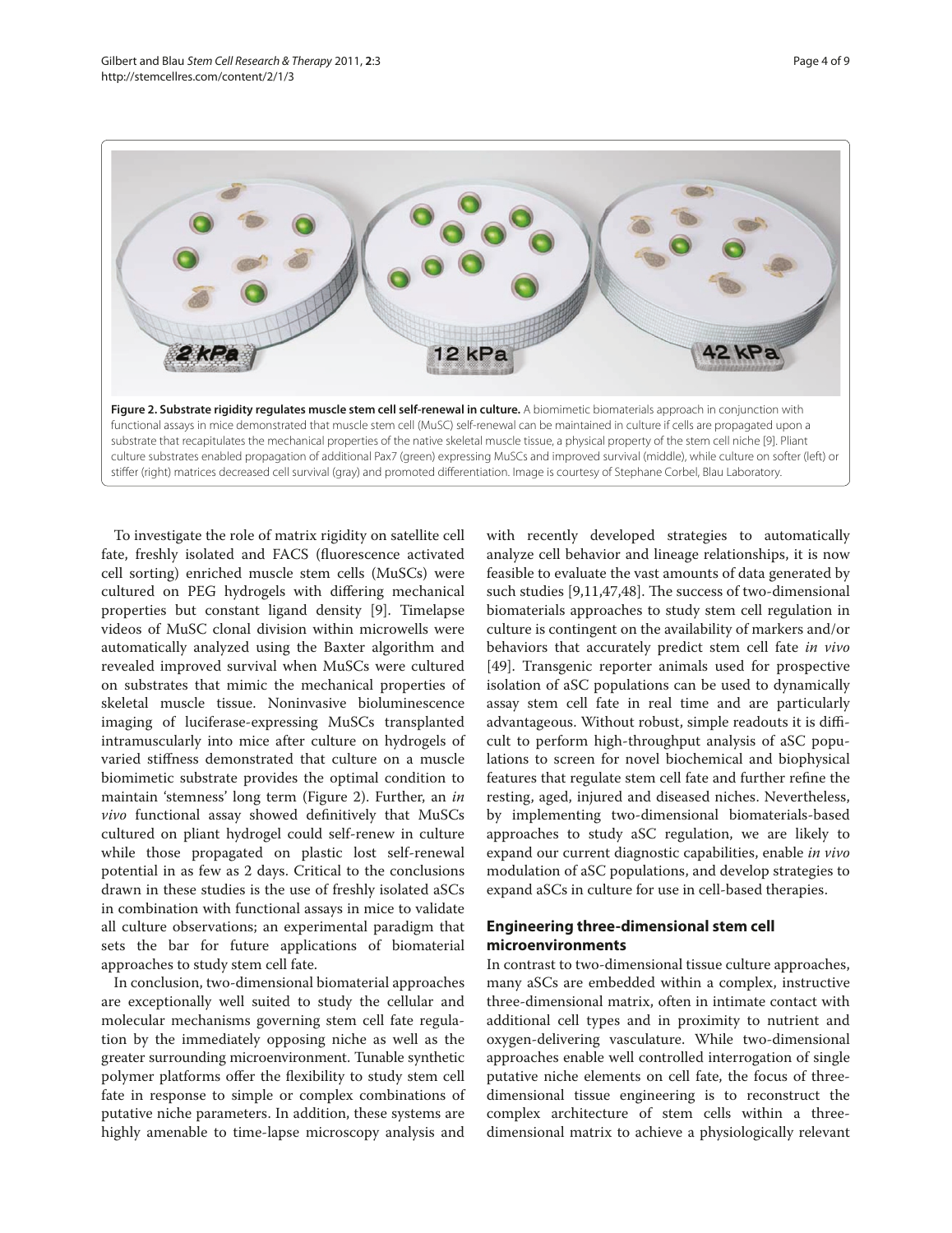**Figure 2. Substrate rigidity regulates muscle stem cell self-renewal in culture.** A biomimetic biomaterials approach in conjunction with functional assays in mice demonstrated that muscle stem cell (MuSC) self-renewal can be maintained in culture if cells are propagated upon a substrate that recapitulates the mechanical properties of the native skeletal muscle tissue, a physical property of the stem cell niche [9]. Pliant culture substrates enabled propagation of additional Pax7 (green) expressing MuSCs and improved survival (middle), while culture on softer (left) or stiffer (right) matrices decreased cell survival (gray) and promoted differentiation. Image is courtesy of Stephane Corbel, Blau Laboratory.

To investigate the role of matrix rigidity on satellite cell fate, freshly isolated and FACS (fluorescence activated cell sorting) enriched muscle stem cells (MuSCs) were cultured on PEG hydrogels with differing mechanical properties but constant ligand density [9]. Timelapse videos of MuSC clonal division within microwells were automatically analyzed using the Baxter algorithm and revealed improved survival when MuSCs were cultured on substrates that mimic the mechanical properties of skeletal muscle tissue. Noninvasive bioluminescence imaging of luciferase-expressing MuSCs transplanted intramuscularly into mice after culture on hydrogels of varied stiffness demonstrated that culture on a muscle biomimetic substrate provides the optimal condition to maintain 'stemness' long term (Figure 2). Further, an *in vivo* functional assay showed definitively that MuSCs cultured on pliant hydrogel could self-renew in culture while those propagated on plastic lost self-renewal potential in as few as 2 days. Critical to the conclusions drawn in these studies is the use of freshly isolated aSCs in combination with functional assays in mice to validate all culture observations; an experimental paradigm that sets the bar for future applications of biomaterial approaches to study stem cell fate.

In conclusion, two-dimensional biomaterial approaches are exceptionally well suited to study the cellular and molecular mechanisms governing stem cell fate regulation by the immediately opposing niche as well as the greater surrounding microenvironment. Tunable synthetic polymer platforms offer the flexibility to study stem cell fate in response to simple or complex combinations of putative niche parameters. In addition, these systems are highly amenable to time-lapse microscopy analysis and with recently developed strategies to automatically analyze cell behavior and lineage relationships, it is now feasible to evaluate the vast amounts of data generated by such studies [9,11,47,48]. The success of two-dimensional biomaterials approaches to study stem cell regulation in culture is contingent on the availability of markers and/or behaviors that accurately predict stem cell fate *in vivo* [49]. Transgenic reporter animals used for prospective isolation of aSC populations can be used to dynamically assay stem cell fate in real time and are particularly advantageous. Without robust, simple readouts it is difficult to perform high-throughput analysis of aSC populations to screen for novel biochemical and biophysical features that regulate stem cell fate and further refine the resting, aged, injured and diseased niches. Nevertheless, by implementing two-dimensional biomaterials-based approaches to study aSC regulation, we are likely to expand our current diagnostic capabilities, enable *in vivo* modulation of aSC populations, and develop strategies to expand aSCs in culture for use in cell-based therapies.

## Engineering three-dimensional stem cell microenvironments

In contrast to two-dimensional tissue culture approaches, many aSCs are embedded within a complex, instructive three-dimensional matrix, often in intimate contact with additional cell types and in proximity to nutrient and oxygen-delivering vasculature. While two-dimensional approaches enable well controlled interrogation of single putative niche elements on cell fate, the focus of three-dimensional tissue engineering is to reconstruct the complex architecture of stem cells within a three-dimensional matrix to achieve a physiologically relevant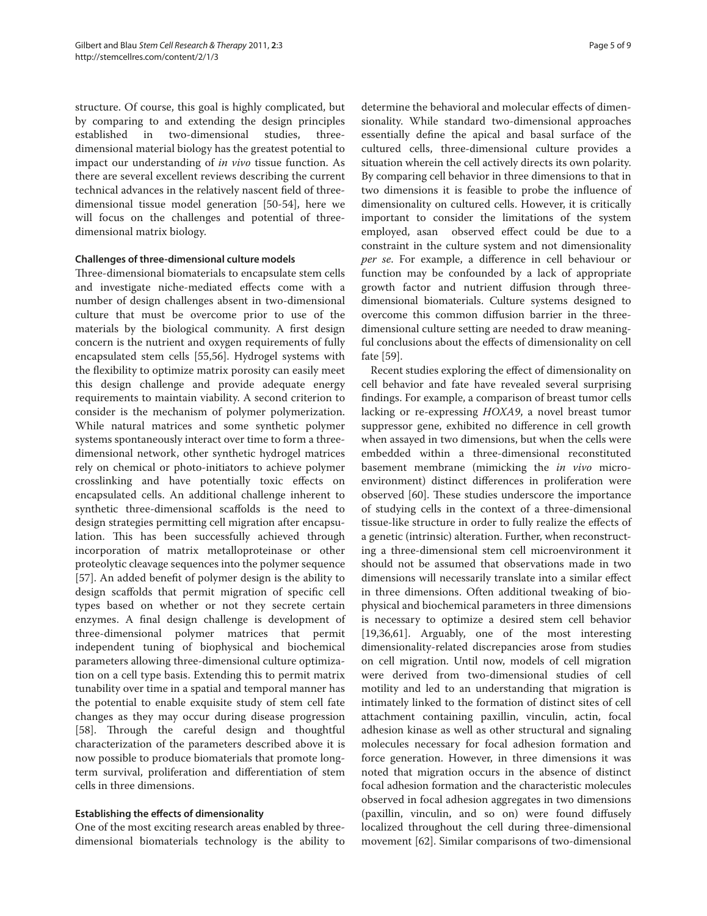structure. Of course, this goal is highly complicated, but by comparing to and extending the design principles established in two-dimensional studies, three-dimensional material biology has the greatest potential to impact our understanding of *in vivo* tissue function. As there are several excellent reviews describing the current technical advances in the relatively nascent field of three-dimensional tissue model generation [50-54], here we will focus on the challenges and potential of three-dimensional matrix biology.

### Challenges of three-dimensional culture models

Three-dimensional biomaterials to encapsulate stem cells and investigate niche-mediated effects come with a number of design challenges absent in two-dimensional culture that must be overcome prior to use of the materials by the biological community. A first design concern is the nutrient and oxygen requirements of fully encapsulated stem cells [55,56]. Hydrogel systems with the flexibility to optimize matrix porosity can easily meet this design challenge and provide adequate energy requirements to maintain viability. A second criterion to consider is the mechanism of polymer polymerization. While natural matrices and some synthetic polymer systems spontaneously interact over time to form a three-dimensional network, other synthetic hydrogel matrices rely on chemical or photo-initiators to achieve polymer crosslinking and have potentially toxic effects on encapsulated cells. An additional challenge inherent to synthetic three-dimensional scaffolds is the need to design strategies permitting cell migration after encapsulation. This has been successfully achieved through incorporation of matrix metalloproteinase or other proteolytic cleavage sequences into the polymer sequence [57]. An added benefit of polymer design is the ability to design scaffolds that permit migration of specific cell types based on whether or not they secrete certain enzymes. A final design challenge is development of three-dimensional polymer matrices that permit independent tuning of biophysical and biochemical parameters allowing three-dimensional culture optimization on a cell type basis. Extending this to permit matrix tunability over time in a spatial and temporal manner has the potential to enable exquisite study of stem cell fate changes as they may occur during disease progression [58]. Through the careful design and thoughtful characterization of the parameters described above it is now possible to produce biomaterials that promote long-term survival, proliferation and differentiation of stem cells in three dimensions.

### Establishing the effects of dimensionality

One of the most exciting research areas enabled by three-dimensional biomaterials technology is the ability to determine the behavioral and molecular effects of dimensionality. While standard two-dimensional approaches essentially define the apical and basal surface of the cultured cells, three-dimensional culture provides a situation wherein the cell actively directs its own polarity. By comparing cell behavior in three dimensions to that in two dimensions it is feasible to probe the influence of dimensionality on cultured cells. However, it is critically important to consider the limitations of the system employed, asan observed effect could be due to a constraint in the culture system and not dimensionality *per se*. For example, a difference in cell behaviour or function may be confounded by a lack of appropriate growth factor and nutrient diffusion through three-dimensional biomaterials. Culture systems designed to overcome this common diffusion barrier in the three-dimensional culture setting are needed to draw meaningful conclusions about the effects of dimensionality on cell fate [59].

Recent studies exploring the effect of dimensionality on cell behavior and fate have revealed several surprising findings. For example, a comparison of breast tumor cells lacking or re-expressing *HOXA9*, a novel breast tumor suppressor gene, exhibited no difference in cell growth when assayed in two dimensions, but when the cells were embedded within a three-dimensional reconstituted basement membrane (mimicking the *in vivo* micro-environment) distinct differences in proliferation were observed [60]. These studies underscore the importance of studying cells in the context of a three-dimensional tissue-like structure in order to fully realize the effects of a genetic (intrinsic) alteration. Further, when reconstructing a three-dimensional stem cell microenvironment it should not be assumed that observations made in two dimensions will necessarily translate into a similar effect in three dimensions. Often additional tweaking of biophysical and biochemical parameters in three dimensions is necessary to optimize a desired stem cell behavior [19,36,61]. Arguably, one of the most interesting dimensionality-related discrepancies arose from studies on cell migration. Until now, models of cell migration were derived from two-dimensional studies of cell motility and led to an understanding that migration is intimately linked to the formation of distinct sites of cell attachment containing paxillin, vinculin, actin, focal adhesion kinase as well as other structural and signaling molecules necessary for focal adhesion formation and force generation. However, in three dimensions it was noted that migration occurs in the absence of distinct focal adhesion formation and the characteristic molecules observed in focal adhesion aggregates in two dimensions (paxillin, vinculin, and so on) were found diffusely localized throughout the cell during three-dimensional movement [62]. Similar comparisons of two-dimensional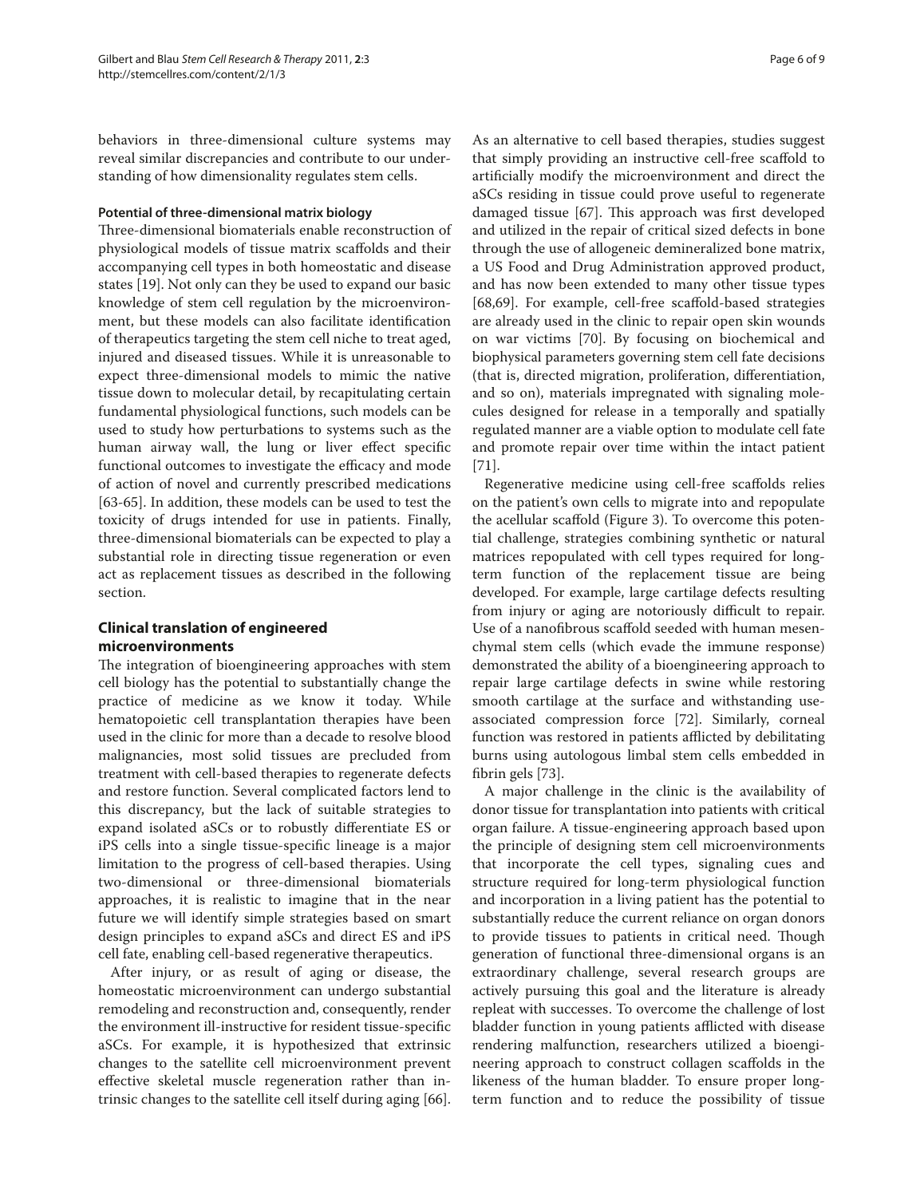behaviors in three-dimensional culture systems may reveal similar discrepancies and contribute to our understanding of how dimensionality regulates stem cells.

### Potential of three-dimensional matrix biology

Three-dimensional biomaterials enable reconstruction of physiological models of tissue matrix scaffolds and their accompanying cell types in both homeostatic and disease states [19]. Not only can they be used to expand our basic knowledge of stem cell regulation by the microenvironment, but these models can also facilitate identification of therapeutics targeting the stem cell niche to treat aged, injured and diseased tissues. While it is unreasonable to expect three-dimensional models to mimic the native tissue down to molecular detail, by recapitulating certain fundamental physiological functions, such models can be used to study how perturbations to systems such as the human airway wall, the lung or liver effect specific functional outcomes to investigate the efficacy and mode of action of novel and currently prescribed medications [63-65]. In addition, these models can be used to test the toxicity of drugs intended for use in patients. Finally, three-dimensional biomaterials can be expected to play a substantial role in directing tissue regeneration or even act as replacement tissues as described in the following section.

## Clinical translation of engineered microenvironments

The integration of bioengineering approaches with stem cell biology has the potential to substantially change the practice of medicine as we know it today. While hematopoietic cell transplantation therapies have been used in the clinic for more than a decade to resolve blood malignancies, most solid tissues are precluded from treatment with cell-based therapies to regenerate defects and restore function. Several complicated factors lend to this discrepancy, but the lack of suitable strategies to expand isolated aSCs or to robustly differentiate ES or iPS cells into a single tissue-specific lineage is a major limitation to the progress of cell-based therapies. Using two-dimensional or three-dimensional biomaterials approaches, it is realistic to imagine that in the near future we will identify simple strategies based on smart design principles to expand aSCs and direct ES and iPS cell fate, enabling cell-based regenerative therapeutics.

After injury, or as result of aging or disease, the homeostatic microenvironment can undergo substantial remodeling and reconstruction and, consequently, render the environment ill-instructive for resident tissue-specific aSCs. For example, it is hypothesized that extrinsic changes to the satellite cell microenvironment prevent effective skeletal muscle regeneration rather than intrinsic changes to the satellite cell itself during aging [66].

As an alternative to cell based therapies, studies suggest that simply providing an instructive cell-free scaffold to artificially modify the microenvironment and direct the aSCs residing in tissue could prove useful to regenerate damaged tissue [67]. This approach was first developed and utilized in the repair of critical sized defects in bone through the use of allogeneic demineralized bone matrix, a US Food and Drug Administration approved product, and has now been extended to many other tissue types [68,69]. For example, cell-free scaffold-based strategies are already used in the clinic to repair open skin wounds on war victims [70]. By focusing on biochemical and biophysical parameters governing stem cell fate decisions (that is, directed migration, proliferation, differentiation, and so on), materials impregnated with signaling molecules designed for release in a temporally and spatially regulated manner are a viable option to modulate cell fate and promote repair over time within the intact patient [71].

Regenerative medicine using cell-free scaffolds relies on the patient's own cells to migrate into and repopulate the acellular scaffold (Figure 3). To overcome this potential challenge, strategies combining synthetic or natural matrices repopulated with cell types required for long-term function of the replacement tissue are being developed. For example, large cartilage defects resulting from injury or aging are notoriously difficult to repair. Use of a nanofibrous scaffold seeded with human mesenchymal stem cells (which evade the immune response) demonstrated the ability of a bioengineering approach to repair large cartilage defects in swine while restoring smooth cartilage at the surface and withstanding use-associated compression force [72]. Similarly, corneal function was restored in patients afflicted by debilitating burns using autologous limbal stem cells embedded in fibrin gels [73].

A major challenge in the clinic is the availability of donor tissue for transplantation into patients with critical organ failure. A tissue-engineering approach based upon the principle of designing stem cell microenvironments that incorporate the cell types, signaling cues and structure required for long-term physiological function and incorporation in a living patient has the potential to substantially reduce the current reliance on organ donors to provide tissues to patients in critical need. Though generation of functional three-dimensional organs is an extraordinary challenge, several research groups are actively pursuing this goal and the literature is already repleat with successes. To overcome the challenge of lost bladder function in young patients afflicted with disease rendering malfunction, researchers utilized a bioengineering approach to construct collagen scaffolds in the likeness of the human bladder. To ensure proper long-term function and to reduce the possibility of tissue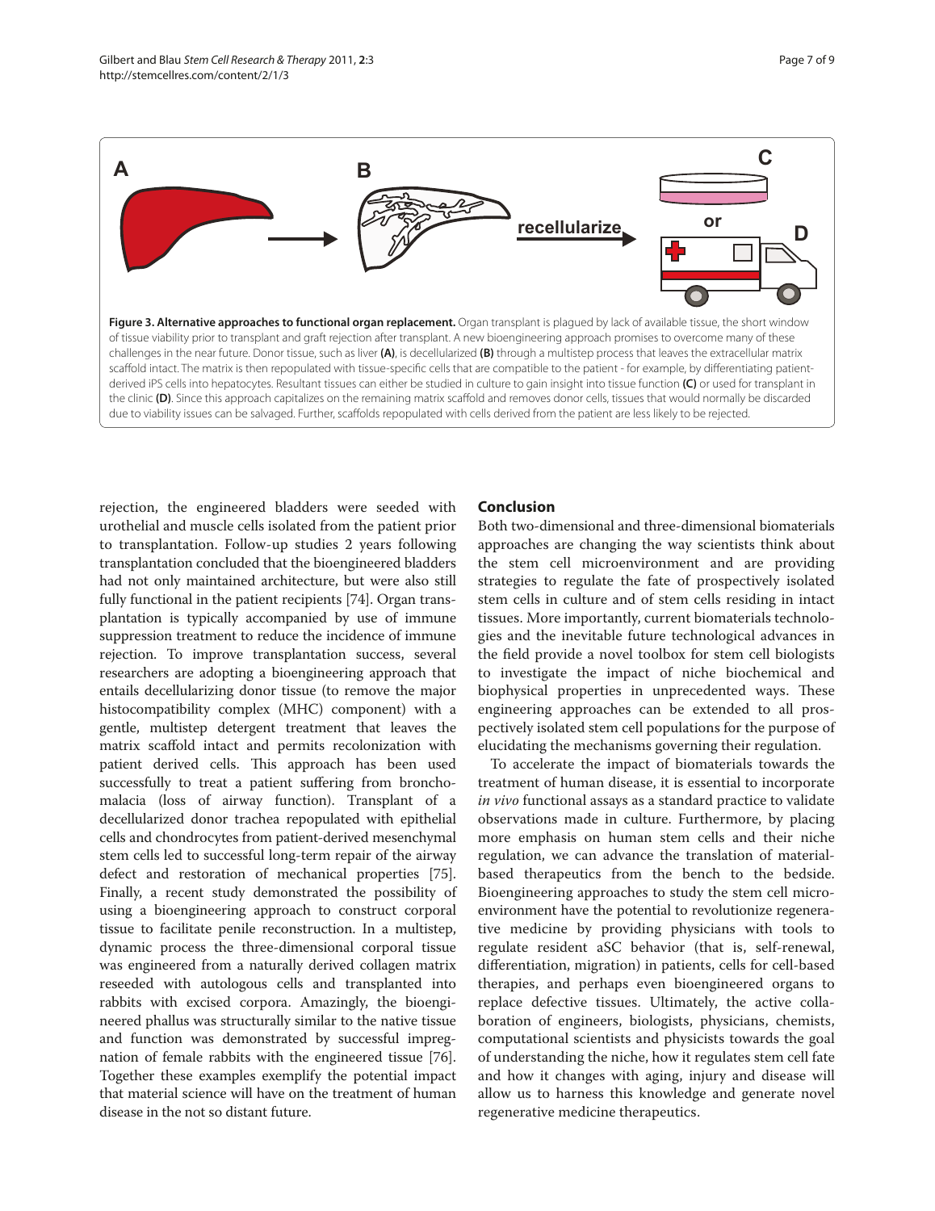A

B

recellularize

C

or

D

**Figure 3. Alternative approaches to functional organ replacement.** Organ transplant is plagued by lack of available tissue, the short window of tissue viability prior to transplant and graft rejection after transplant. A new bioengineering approach promises to overcome many of these challenges in the near future. Donor tissue, such as liver **(A)**, is decellularized **(B)** through a multistep process that leaves the extracellular matrix scaffold intact. The matrix is then repopulated with tissue-specific cells that are compatible to the patient - for example, by differentiating patient-derived iPS cells into hepatocytes. Resultant tissues can either be studied in culture to gain insight into tissue function **(C)** or used for transplant in the clinic **(D)**. Since this approach capitalizes on the remaining matrix scaffold and removes donor cells, tissues that would normally be discarded due to viability issues can be salvaged. Further, scaffolds repopulated with cells derived from the patient are less likely to be rejected.

rejection, the engineered bladders were seeded with urothelial and muscle cells isolated from the patient prior to transplantation. Follow-up studies 2 years following transplantation concluded that the bioengineered bladders had not only maintained architecture, but were also still fully functional in the patient recipients [74]. Organ transplantation is typically accompanied by use of immune suppression treatment to reduce the incidence of immune rejection. To improve transplantation success, several researchers are adopting a bioengineering approach that entails decellularizing donor tissue (to remove the major histocompatibility complex (MHC) component) with a gentle, multistep detergent treatment that leaves the matrix scaffold intact and permits recolonization with patient derived cells. This approach has been used successfully to treat a patient suffering from bronchomalacia (loss of airway function). Transplant of a decellularized donor trachea repopulated with epithelial cells and chondrocytes from patient-derived mesenchymal stem cells led to successful long-term repair of the airway defect and restoration of mechanical properties [75]. Finally, a recent study demonstrated the possibility of using a bioengineering approach to construct corporal tissue to facilitate penile reconstruction. In a multistep, dynamic process the three-dimensional corporal tissue was engineered from a naturally derived collagen matrix reseeded with autologous cells and transplanted into rabbits with excised corpora. Amazingly, the bioengineered phallus was structurally similar to the native tissue and function was demonstrated by successful impregnation of female rabbits with the engineered tissue [76]. Together these examples exemplify the potential impact that material science will have on the treatment of human disease in the not so distant future.

## Conclusion

Both two-dimensional and three-dimensional biomaterials approaches are changing the way scientists think about the stem cell microenvironment and are providing strategies to regulate the fate of prospectively isolated stem cells in culture and of stem cells residing in intact tissues. More importantly, current biomaterials technologies and the inevitable future technological advances in the field provide a novel toolbox for stem cell biologists to investigate the impact of niche biochemical and biophysical properties in unprecedented ways. These engineering approaches can be extended to all prospectively isolated stem cell populations for the purpose of elucidating the mechanisms governing their regulation.

To accelerate the impact of biomaterials towards the treatment of human disease, it is essential to incorporate *in vivo* functional assays as a standard practice to validate observations made in culture. Furthermore, by placing more emphasis on human stem cells and their niche regulation, we can advance the translation of material-based therapeutics from the bench to the bedside. Bioengineering approaches to study the stem cell microenvironment have the potential to revolutionize regenerative medicine by providing physicians with tools to regulate resident aSC behavior (that is, self-renewal, differentiation, migration) in patients, cells for cell-based therapies, and perhaps even bioengineered organs to replace defective tissues. Ultimately, the active collaboration of engineers, biologists, physicians, chemists, computational scientists and physicists towards the goal of understanding the niche, how it regulates stem cell fate and how it changes with aging, injury and disease will allow us to harness this knowledge and generate novel regenerative medicine therapeutics.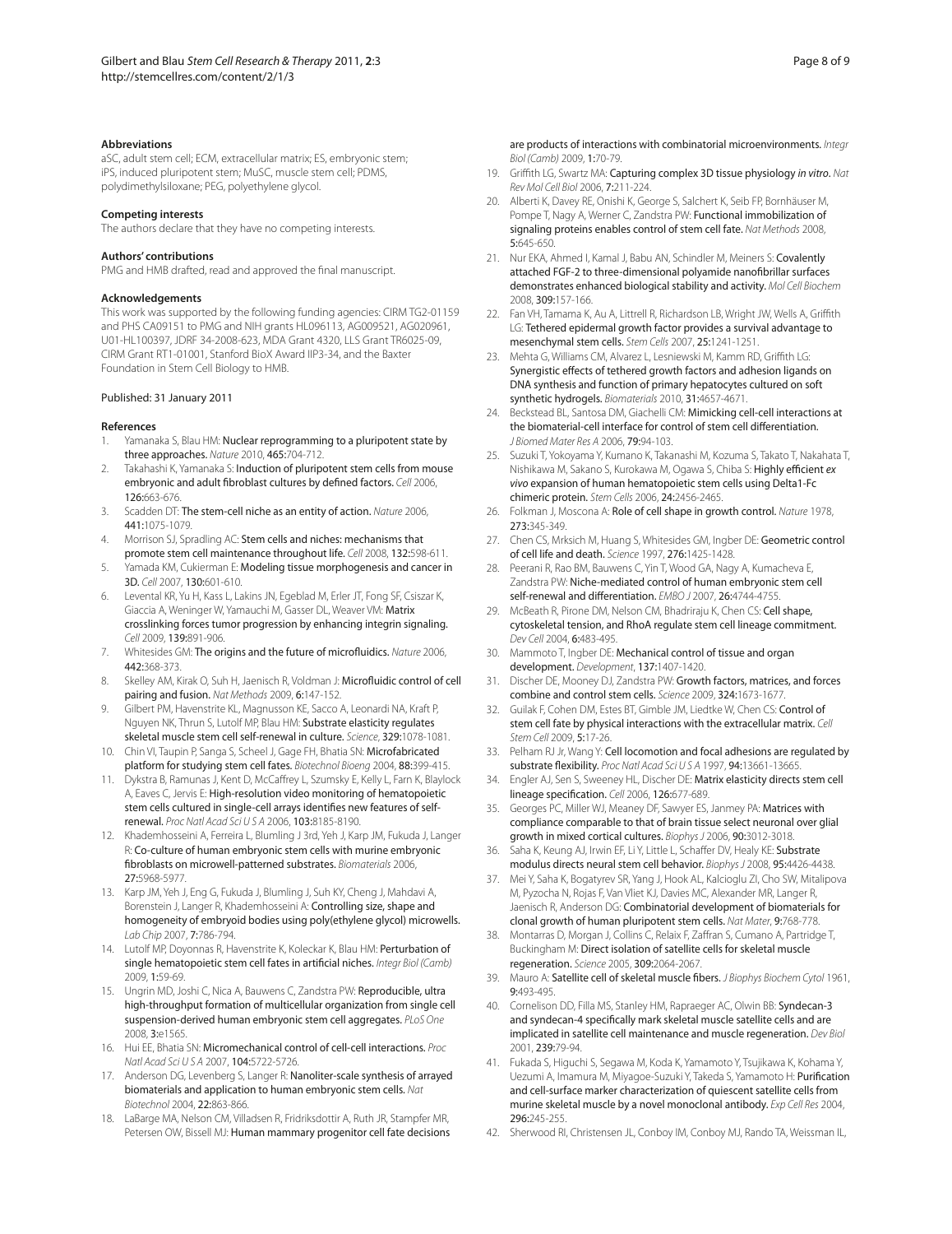### Abbreviations

aSC, adult stem cell; ECM, extracellular matrix; ES, embryonic stem; iPS, induced pluripotent stem; MuSC, muscle stem cell; PDMS, polydimethylsiloxane; PEG, polyethylene glycol.

### Competing interests

The authors declare that they have no competing interests.

### Authors' contributions

PMG and HMB drafted, read and approved the final manuscript.

### Acknowledgements

This work was supported by the following funding agencies: CIRM TG2-01159 and PHS CA09151 to PMG and NIH grants HL096113, AG009521, AG020961, U01-HL100397, JDRF 34-2008-623, MDA Grant 4320, LLS Grant TR6025-09, CIRM Grant RT1-01001, Stanford BioX Award IIP3-34, and the Baxter Foundation in Stem Cell Biology to HMB.

Published: 31 January 2011

### References

1. Yamanaka S, Blau HM: **Nuclear reprogramming to a pluripotent state by three approaches.** *Nature* 2010, **465:**704-712.
2. Takahashi K, Yamanaka S: **Induction of pluripotent stem cells from mouse embryonic and adult fibroblast cultures by defined factors.** *Cell* 2006, **126:**663-676.
3. Scadden DT: **The stem-cell niche as an entity of action.** *Nature* 2006, **441:**1075-1079.
4. Morrison SJ, Spradling AC: **Stem cells and niches: mechanisms that promote stem cell maintenance throughout life.** *Cell* 2008, **132:**598-611.
5. Yamada KM, Cukierman E: **Modeling tissue morphogenesis and cancer in 3D.** *Cell* 2007, **130:**601-610.
6. Levental KR, Yu H, Kass L, Lakins JN, Egeblad M, Erler JT, Fong SF, Csiszar K, Giaccia A, Weninger W, Yamauchi M, Gasser DL, Weaver VM: **Matrix crosslinking forces tumor progression by enhancing integrin signaling.** *Cell* 2009, **139:**891-906.
7. Whitesides GM: **The origins and the future of microfluidics.** *Nature* 2006, **442:**368-373.
8. Skelley AM, Kirak O, Suh H, Jaenisch R, Voldman J: **Microfluidic control of cell pairing and fusion.** *Nat Methods* 2009, **6:**147-152.
9. Gilbert PM, Havenstrite KL, Magnusson KE, Sacco A, Leonardi NA, Kraft P, Nguyen NK, Thrun S, Lutolf MP, Blau HM: **Substrate elasticity regulates skeletal muscle stem cell self-renewal in culture.** *Science*, **329:**1078-1081.
10. Chin VI, Taupin P, Sanga S, Scheel J, Gage FH, Bhatia SN: **Microfabricated platform for studying stem cell fates.** *Biotechnol Bioeng* 2004, **88:**399-415.
11. Dykstra B, Ramunas J, Kent D, McCaffrey L, Szumsky E, Kelly L, Farn K, Blaylock A, Eaves C, Jervis E: **High-resolution video monitoring of hematopoietic stem cells cultured in single-cell arrays identifies new features of self-renewal.** *Proc Natl Acad Sci U S A* 2006, **103:**8185-8190.
12. Khademhosseini A, Ferreira L, Blumling J 3rd, Yeh J, Karp JM, Fukuda J, Langer R: **Co-culture of human embryonic stem cells with murine embryonic fibroblasts on microwell-patterned substrates.** *Biomaterials* 2006, **27:**5968-5977.
13. Karp JM, Yeh J, Eng G, Fukuda J, Blumling J, Suh KY, Cheng J, Mahdavi A, Borenstein J, Langer R, Khademhosseini A: **Controlling size, shape and homogeneity of embryoid bodies using poly(ethylene glycol) microwells.** *Lab Chip* 2007, **7:**786-794.
14. Lutolf MP, Doyonnas R, Havenstrite K, Koleckar K, Blau HM: **Perturbation of single hematopoietic stem cell fates in artificial niches.** *Integr Biol (Camb)* 2009, **1:**59-69.
15. Ungrin MD, Joshi C, Nica A, Bauwens C, Zandstra PW: **Reproducible, ultra high-throughput formation of multicellular organization from single cell suspension-derived human embryonic stem cell aggregates.** *PLoS One* 2008, **3:**e1565.
16. Hui EE, Bhatia SN: **Micromechanical control of cell-cell interactions.** *Proc Natl Acad Sci U S A* 2007, **104:**5722-5726.
17. Anderson DG, Levenberg S, Langer R: **Nanoliter-scale synthesis of arrayed biomaterials and application to human embryonic stem cells.** *Nat Biotechnol* 2004, **22:**863-866.
18. LaBarge MA, Nelson CM, Villadsen R, Fridriksdottir A, Ruth JR, Stampfer MR, Petersen OW, Bissell MJ: **Human mammary progenitor cell fate decisions are products of interactions with combinatorial microenvironments.** *Integr Biol (Camb)* 2009, **1:**70-79.
19. Griffith LG, Swartz MA: **Capturing complex 3D tissue physiology *in vitro*.** *Nat Rev Mol Cell Biol* 2006, **7:**211-224.
20. Alberti K, Davey RE, Onishi K, George S, Salchert K, Seib FP, Bornhäuser M, Pompe T, Nagy A, Werner C, Zandstra PW: **Functional immobilization of signaling proteins enables control of stem cell fate.** *Nat Methods* 2008, **5:**645-650.
21. Nur EKA, Ahmed I, Kamal J, Babu AN, Schindler M, Meiners S: **Covalently attached FGF-2 to three-dimensional polyamide nanofibrillar surfaces demonstrates enhanced biological stability and activity.** *Mol Cell Biochem* 2008, **309:**157-166.
22. Fan VH, Tamama K, Au A, Littrell R, Richardson LB, Wright JW, Wells A, Griffith LG: **Tethered epidermal growth factor provides a survival advantage to mesenchymal stem cells.** *Stem Cells* 2007, **25:**1241-1251.
23. Mehta G, Williams CM, Alvarez L, Lesniewski M, Kamm RD, Griffith LG: **Synergistic effects of tethered growth factors and adhesion ligands on DNA synthesis and function of primary hepatocytes cultured on soft synthetic hydrogels.** *Biomaterials* 2010, **31:**4657-4671.
24. Beckstead BL, Santosa DM, Giachelli CM: **Mimicking cell-cell interactions at the biomaterial-cell interface for control of stem cell differentiation.** *J Biomed Mater Res A* 2006, **79:**94-103.
25. Suzuki T, Yokoyama Y, Kumano K, Takanashi M, Kozuma S, Takato T, Nakahata T, Nishikawa M, Sakano S, Kurokawa M, Ogawa S, Chiba S: **Highly efficient *ex vivo* expansion of human hematopoietic stem cells using Delta1-Fc chimeric protein.** *Stem Cells* 2006, **24:**2456-2465.
26. Folkman J, Moscona A: **Role of cell shape in growth control.** *Nature* 1978, **273:**345-349.
27. Chen CS, Mrksich M, Huang S, Whitesides GM, Ingber DE: **Geometric control of cell life and death.** *Science* 1997, **276:**1425-1428.
28. Peerani R, Rao BM, Bauwens C, Yin T, Wood GA, Nagy A, Kumacheva E, Zandstra PW: **Niche-mediated control of human embryonic stem cell self-renewal and differentiation.** *EMBO J* 2007, **26:**4744-4755.
29. McBeath R, Pirone DM, Nelson CM, Bhadriraju K, Chen CS: **Cell shape, cytoskeletal tension, and RhoA regulate stem cell lineage commitment.** *Dev Cell* 2004, **6:**483-495.
30. Mammoto T, Ingber DE: **Mechanical control of tissue and organ development.** *Development*, **137:**1407-1420.
31. Discher DE, Mooney DJ, Zandstra PW: **Growth factors, matrices, and forces combine and control stem cells.** *Science* 2009, **324:**1673-1677.
32. Guilak F, Cohen DM, Estes BT, Gimble JM, Liedtke W, Chen CS: **Control of stem cell fate by physical interactions with the extracellular matrix.** *Cell Stem Cell* 2009, **5:**17-26.
33. Pelham RJ Jr, Wang Y: **Cell locomotion and focal adhesions are regulated by substrate flexibility.** *Proc Natl Acad Sci U S A* 1997, **94:**13661-13665.
34. Engler AJ, Sen S, Sweeney HL, Discher DE: **Matrix elasticity directs stem cell lineage specification.** *Cell* 2006, **126:**677-689.
35. Georges PC, Miller WJ, Meaney DF, Sawyer ES, Janmey PA: **Matrices with compliance comparable to that of brain tissue select neuronal over glial growth in mixed cortical cultures.** *Biophys J* 2006, **90:**3012-3018.
36. Saha K, Keung AJ, Irwin EF, Li Y, Little L, Schaffer DV, Healy KE: **Substrate modulus directs neural stem cell behavior.** *Biophys J* 2008, **95:**4426-4438.
37. Mei Y, Saha K, Bogatyrev SR, Yang J, Hook AL, Kalcioglu ZI, Cho SW, Mitalipova M, Pyzocha N, Rojas F, Van Vliet KJ, Davies MC, Alexander MR, Langer R, Jaenisch R, Anderson DG: **Combinatorial development of biomaterials for clonal growth of human pluripotent stem cells.** *Nat Mater*, **9:**768-778.
38. Montarras D, Morgan J, Collins C, Relaix F, Zaffran S, Cumano A, Partridge T, Buckingham M: **Direct isolation of satellite cells for skeletal muscle regeneration.** *Science* 2005, **309:**2064-2067.
39. Mauro A: **Satellite cell of skeletal muscle fibers.** *J Biophys Biochem Cytol* 1961, **9:**493-495.
40. Cornelison DD, Filla MS, Stanley HM, Rapraeger AC, Olwin BB: **Syndecan-3 and syndecan-4 specifically mark skeletal muscle satellite cells and are implicated in satellite cell maintenance and muscle regeneration.** *Dev Biol* 2001, **239:**79-94.
41. Fukada S, Higuchi S, Segawa M, Koda K, Yamamoto Y, Tsujikawa K, Kohama Y, Uezumi A, Imamura M, Miyagoe-Suzuki Y, Takeda S, Yamamoto H: **Purification and cell-surface marker characterization of quiescent satellite cells from murine skeletal muscle by a novel monoclonal antibody.** *Exp Cell Res* 2004, **296:**245-255.
42. Sherwood RI, Christensen JL, Conboy IM, Conboy MJ, Rando TA, Weissman IL,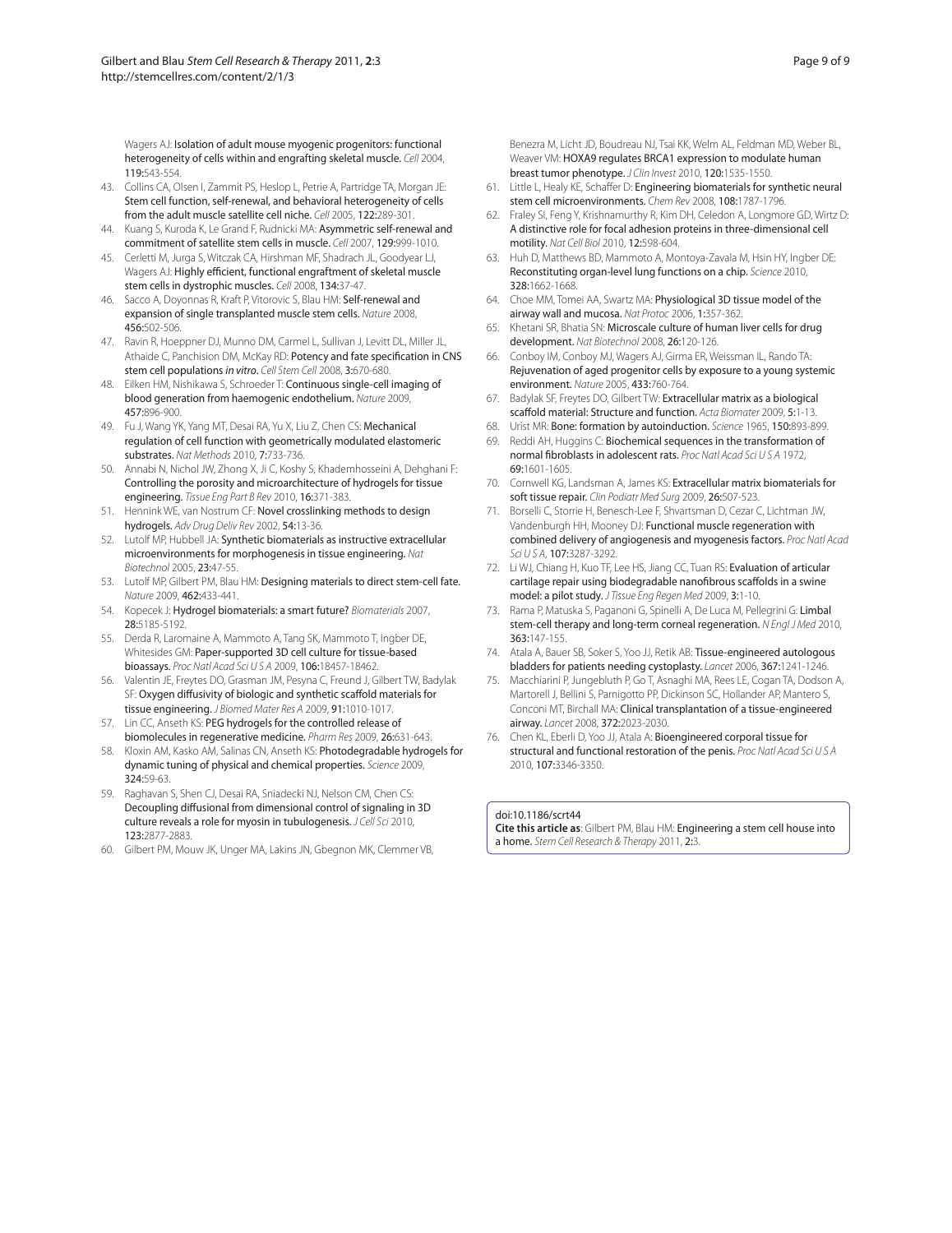Wagers AJ: Isolation of adult mouse myogenic progenitors: functional heterogeneity of cells within and engrafting skeletal muscle. *Cell* 2004, **119**:543-554.

43. Collins CA, Olsen I, Zammit PS, Heslop L, Petrie A, Partridge TA, Morgan JE: Stem cell function, self-renewal, and behavioral heterogeneity of cells from the adult muscle satellite cell niche. *Cell* 2005, **122**:289-301.
44. Kuang S, Kuroda K, Le Grand F, Rudnicki MA: Asymmetric self-renewal and commitment of satellite stem cells in muscle. *Cell* 2007, **129**:999-1010.
45. Cerletti M, Jurga S, Witczak CA, Hirshman MF, Shadrach JL, Goodyear LJ, Wagers AJ: Highly efficient, functional engraftment of skeletal muscle stem cells in dystrophic muscles. *Cell* 2008, **134**:37-47.
46. Sacco A, Doyonnas R, Kraft P, Vitorovic S, Blau HM: Self-renewal and expansion of single transplanted muscle stem cells. *Nature* 2008, **456**:502-506.
47. Ravin R, Hoeppner DJ, Munno DM, Carmel L, Sullivan J, Levitt DL, Miller JL, Athaide C, Panchision DM, McKay RD: Potency and fate specification in CNS stem cell populations *in vitro*. *Cell Stem Cell* 2008, **3**:670-680.
48. Eilken HM, Nishikawa S, Schroeder T: Continuous single-cell imaging of blood generation from haemogenic endothelium. *Nature* 2009, **457**:896-900.
49. Fu J, Wang YK, Yang MT, Desai RA, Yu X, Liu Z, Chen CS: Mechanical regulation of cell function with geometrically modulated elastomeric substrates. *Nat Methods* 2010, **7**:733-736.
50. Annabi N, Nichol JW, Zhong X, Ji C, Koshy S, Khademhosseini A, Dehghani F: Controlling the porosity and microarchitecture of hydrogels for tissue engineering. *Tissue Eng Part B Rev* 2010, **16**:371-383.
51. Hennink WE, van Nostrum CF: Novel crosslinking methods to design hydrogels. *Adv Drug Deliv Rev* 2002, **54**:13-36.
52. Lutolf MP, Hubbell JA: Synthetic biomaterials as instructive extracellular microenvironments for morphogenesis in tissue engineering. *Nat Biotechnol* 2005, **23**:47-55.
53. Lutolf MP, Gilbert PM, Blau HM: Designing materials to direct stem-cell fate. *Nature* 2009, **462**:433-441.
54. Kopecek J: Hydrogel biomaterials: a smart future? *Biomaterials* 2007, **28**:5185-5192.
55. Derda R, Laromaine A, Mammoto A, Tang SK, Mammoto T, Ingber DE, Whitesides GM: Paper-supported 3D cell culture for tissue-based bioassays. *Proc Natl Acad Sci U S A* 2009, **106**:18457-18462.
56. Valentin JE, Freytes DO, Grasman JM, Pesyna C, Freund J, Gilbert TW, Badylak SF: Oxygen diffusivity of biologic and synthetic scaffold materials for tissue engineering. *J Biomed Mater Res A* 2009, **91**:1010-1017.
57. Lin CC, Anseth KS: PEG hydrogels for the controlled release of biomolecules in regenerative medicine. *Pharm Res* 2009, **26**:631-643.
58. Kloxin AM, Kasko AM, Salinas CN, Anseth KS: Photodegradable hydrogels for dynamic tuning of physical and chemical properties. *Science* 2009, **324**:59-63.
59. Raghavan S, Shen CJ, Desai RA, Sniadecki NJ, Nelson CM, Chen CS: Decoupling diffusional from dimensional control of signaling in 3D culture reveals a role for myosin in tubulogenesis. *J Cell Sci* 2010, **123**:2877-2883.
60. Gilbert PM, Mouw JK, Unger MA, Lakins JN, Gbegnon MK, Clemmer VB, Benezra M, Licht JD, Boudreau NJ, Tsai KK, Welm AL, Feldman MD, Weber BL, Weaver VM: HOXA9 regulates BRCA1 expression to modulate human breast tumor phenotype. *J Clin Invest* 2010, **120**:1535-1550.
61. Little L, Healy KE, Schaffer D: Engineering biomaterials for synthetic neural stem cell microenvironments. *Chem Rev* 2008, **108**:1787-1796.
62. Fraley SI, Feng Y, Krishnamurthy R, Kim DH, Celedon A, Longmore GD, Wirtz D: A distinctive role for focal adhesion proteins in three-dimensional cell motility. *Nat Cell Biol* 2010, **12**:598-604.
63. Huh D, Matthews BD, Mammoto A, Montoya-Zavala M, Hsin HY, Ingber DE: Reconstituting organ-level lung functions on a chip. *Science* 2010, **328**:1662-1668.
64. Choe MM, Tomei AA, Swartz MA: Physiological 3D tissue model of the airway wall and mucosa. *Nat Protoc* 2006, **1**:357-362.
65. Khetani SR, Bhatia SN: Microscale culture of human liver cells for drug development. *Nat Biotechnol* 2008, **26**:120-126.
66. Conboy IM, Conboy MJ, Wagers AJ, Girma ER, Weissman IL, Rando TA: Rejuvenation of aged progenitor cells by exposure to a young systemic environment. *Nature* 2005, **433**:760-764.
67. Badylak SF, Freytes DO, Gilbert TW: Extracellular matrix as a biological scaffold material: Structure and function. *Acta Biomater* 2009, **5**:1-13.
68. Urist MR: Bone: formation by autoinduction. *Science* 1965, **150**:893-899.
69. Reddi AH, Huggins C: Biochemical sequences in the transformation of normal fibroblasts in adolescent rats. *Proc Natl Acad Sci U S A* 1972, **69**:1601-1605.
70. Cornwell KG, Landsman A, James KS: Extracellular matrix biomaterials for soft tissue repair. *Clin Podiatr Med Surg* 2009, **26**:507-523.
71. Borselli C, Storrie H, Benesch-Lee F, Shvartsman D, Cezar C, Lichtman JW, Vandenburgh HH, Mooney DJ: Functional muscle regeneration with combined delivery of angiogenesis and myogenesis factors. *Proc Natl Acad Sci U S A*, **107**:3287-3292.
72. Li WJ, Chiang H, Kuo TF, Lee HS, Jiang CC, Tuan RS: Evaluation of articular cartilage repair using biodegradable nanofibrous scaffolds in a swine model: a pilot study. *J Tissue Eng Regen Med* 2009, **3**:1-10.
73. Rama P, Matuska S, Paganoni G, Spinelli A, De Luca M, Pellegrini G: Limbal stem-cell therapy and long-term corneal regeneration. *N Engl J Med* 2010, **363**:147-155.
74. Atala A, Bauer SB, Soker S, Yoo JJ, Retik AB: Tissue-engineered autologous bladders for patients needing cystoplasty. *Lancet* 2006, **367**:1241-1246.
75. Macchiarini P, Jungebluth P, Go T, Asnaghi MA, Rees LE, Cogan TA, Dodson A, Martorell J, Bellini S, Parnigotto PP, Dickinson SC, Hollander AP, Mantero S, Conconi MT, Birchall MA: Clinical transplantation of a tissue-engineered airway. *Lancet* 2008, **372**:2023-2030.
76. Chen KL, Eberli D, Yoo JJ, Atala A: Bioengineered corporal tissue for structural and functional restoration of the penis. *Proc Natl Acad Sci U S A* 2010, **107**:3346-3350.

doi:10.1186/scrt44

**Cite this article as**: Gilbert PM, Blau HM: Engineering a stem cell house into a home. *Stem Cell Research & Therapy* 2011, **2**:3.